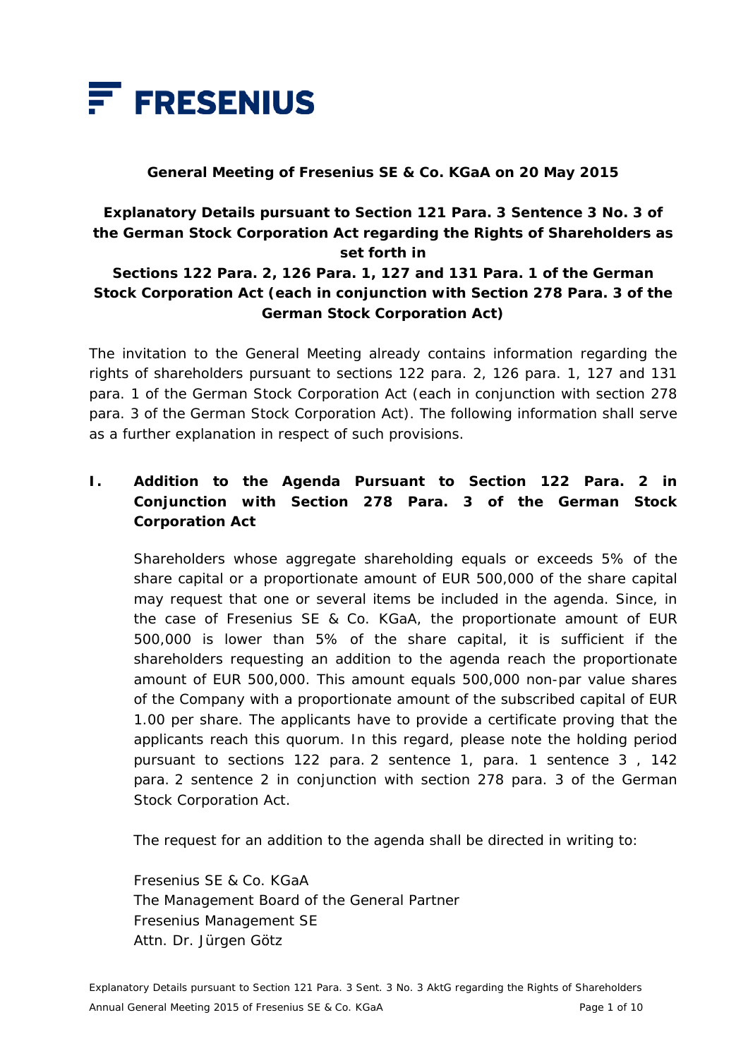FRESENIUS

**General Meeting of Fresenius SE & Co. KGaA on 20 May 2015**

**Explanatory Details pursuant to Section 121 Para. 3 Sentence 3 No. 3 of the German Stock Corporation Act regarding the Rights of Shareholders as set forth in**

**Sections 122 Para. 2, 126 Para. 1, 127 and 131 Para. 1 of the German Stock Corporation Act (each in conjunction with Section 278 Para. 3 of the German Stock Corporation Act)**

The invitation to the General Meeting already contains information regarding the rights of shareholders pursuant to sections 122 para. 2, 126 para. 1, 127 and 131 para. 1 of the German Stock Corporation Act (each in conjunction with section 278 para. 3 of the German Stock Corporation Act). The following information shall serve as a further explanation in respect of such provisions.

## I. Addition to the Agenda Pursuant to Section 122 Para. 2 in Conjunction with Section 278 Para. 3 of the German Stock Corporation Act

Shareholders whose aggregate shareholding equals or exceeds 5% of the share capital or a proportionate amount of EUR 500,000 of the share capital may request that one or several items be included in the agenda. Since, in the case of Fresenius SE & Co. KGaA, the proportionate amount of EUR 500,000 is lower than 5% of the share capital, it is sufficient if the shareholders requesting an addition to the agenda reach the proportionate amount of EUR 500,000. This amount equals 500,000 non-par value shares of the Company with a proportionate amount of the subscribed capital of EUR 1.00 per share. The applicants have to provide a certificate proving that the applicants reach this quorum. In this regard, please note the holding period pursuant to sections 122 para. 2 sentence 1, para. 1 sentence 3 , 142 para. 2 sentence 2 in conjunction with section 278 para. 3 of the German Stock Corporation Act.

The request for an addition to the agenda shall be directed in writing to:

Fresenius SE & Co. KGaA
The Management Board of the General Partner
Fresenius Management SE
Attn. Dr. Jürgen Götz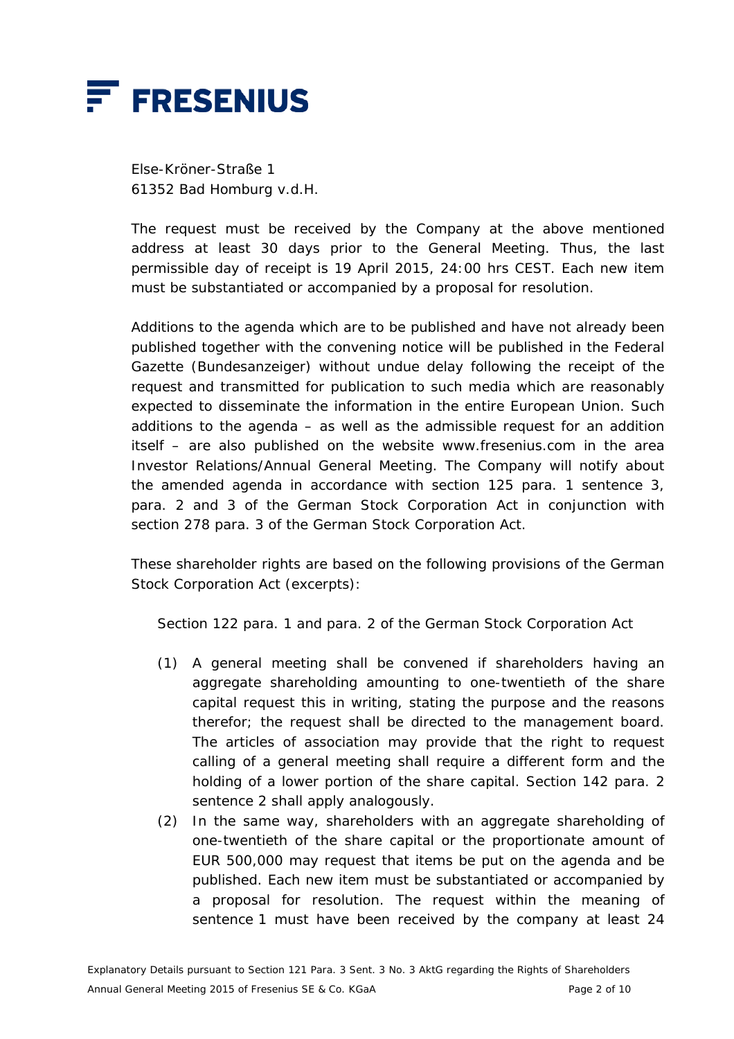Else-Kröner-Straße 1
61352 Bad Homburg v.d.H.

The request must be received by the Company at the above mentioned address at least 30 days prior to the General Meeting. Thus, the last permissible day of receipt is 19 April 2015, 24:00 hrs CEST. Each new item must be substantiated or accompanied by a proposal for resolution.

Additions to the agenda which are to be published and have not already been published together with the convening notice will be published in the Federal Gazette (Bundesanzeiger) without undue delay following the receipt of the request and transmitted for publication to such media which are reasonably expected to disseminate the information in the entire European Union. Such additions to the agenda – as well as the admissible request for an addition itself – are also published on the website www.fresenius.com in the area Investor Relations/Annual General Meeting. The Company will notify about the amended agenda in accordance with section 125 para. 1 sentence 3, para. 2 and 3 of the German Stock Corporation Act in conjunction with section 278 para. 3 of the German Stock Corporation Act.

These shareholder rights are based on the following provisions of the German Stock Corporation Act (excerpts):

Section 122 para. 1 and para. 2 of the German Stock Corporation Act

(1) A general meeting shall be convened if shareholders having an aggregate shareholding amounting to one-twentieth of the share capital request this in writing, stating the purpose and the reasons therefor; the request shall be directed to the management board. The articles of association may provide that the right to request calling of a general meeting shall require a different form and the holding of a lower portion of the share capital. Section 142 para. 2 sentence 2 shall apply analogously.

(2) In the same way, shareholders with an aggregate shareholding of one-twentieth of the share capital or the proportionate amount of EUR 500,000 may request that items be put on the agenda and be published. Each new item must be substantiated or accompanied by a proposal for resolution. The request within the meaning of sentence 1 must have been received by the company at least 24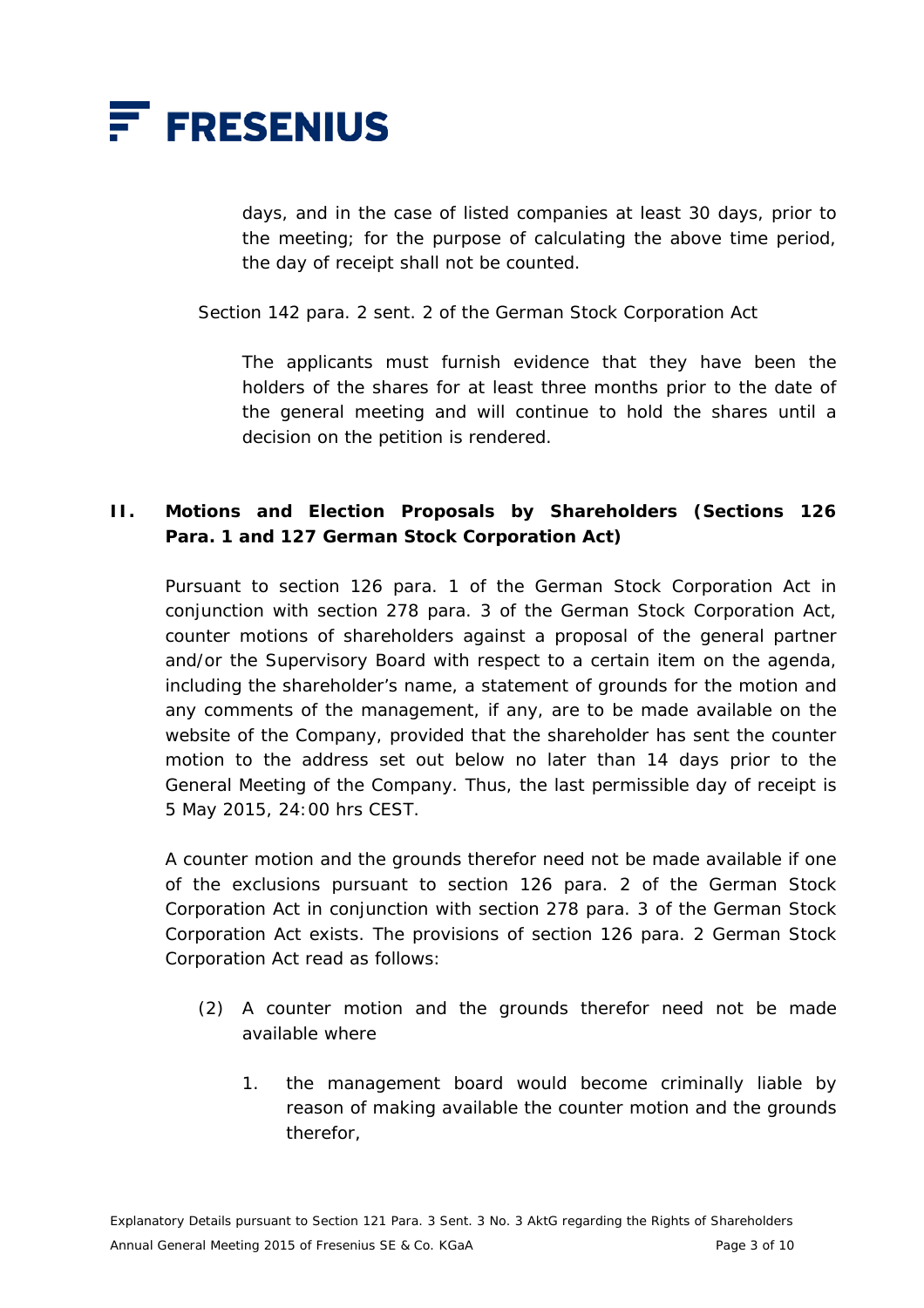days, and in the case of listed companies at least 30 days, prior to the meeting; for the purpose of calculating the above time period, the day of receipt shall not be counted.

Section 142 para. 2 sent. 2 of the German Stock Corporation Act

> The applicants must furnish evidence that they have been the holders of the shares for at least three months prior to the date of the general meeting and will continue to hold the shares until a decision on the petition is rendered.

## II. Motions and Election Proposals by Shareholders (Sections 126 Para. 1 and 127 German Stock Corporation Act)

Pursuant to section 126 para. 1 of the German Stock Corporation Act in conjunction with section 278 para. 3 of the German Stock Corporation Act, counter motions of shareholders against a proposal of the general partner and/or the Supervisory Board with respect to a certain item on the agenda, including the shareholder's name, a statement of grounds for the motion and any comments of the management, if any, are to be made available on the website of the Company, provided that the shareholder has sent the counter motion to the address set out below no later than 14 days prior to the General Meeting of the Company. Thus, the last permissible day of receipt is 5 May 2015, 24:00 hrs CEST.

A counter motion and the grounds therefor need not be made available if one of the exclusions pursuant to section 126 para. 2 of the German Stock Corporation Act in conjunction with section 278 para. 3 of the German Stock Corporation Act exists. The provisions of section 126 para. 2 German Stock Corporation Act read as follows:

(2) A counter motion and the grounds therefor need not be made available where

1. the management board would become criminally liable by reason of making available the counter motion and the grounds therefor,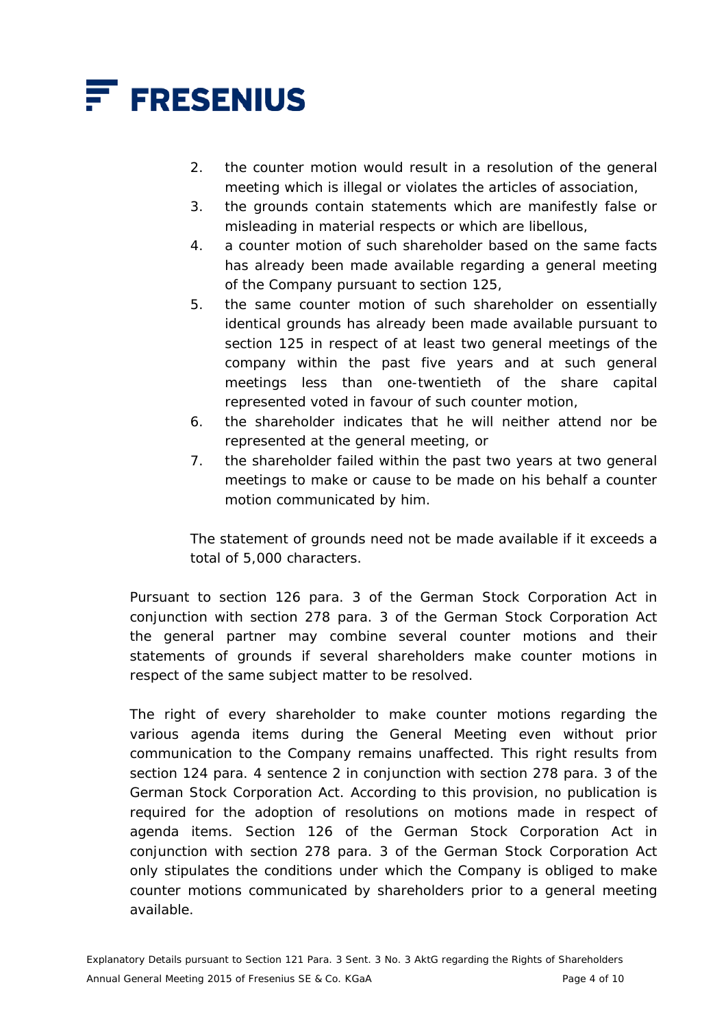2. the counter motion would result in a resolution of the general meeting which is illegal or violates the articles of association,
3. the grounds contain statements which are manifestly false or misleading in material respects or which are libellous,
4. a counter motion of such shareholder based on the same facts has already been made available regarding a general meeting of the Company pursuant to section 125,
5. the same counter motion of such shareholder on essentially identical grounds has already been made available pursuant to section 125 in respect of at least two general meetings of the company within the past five years and at such general meetings less than one-twentieth of the share capital represented voted in favour of such counter motion,
6. the shareholder indicates that he will neither attend nor be represented at the general meeting, or
7. the shareholder failed within the past two years at two general meetings to make or cause to be made on his behalf a counter motion communicated by him.

The statement of grounds need not be made available if it exceeds a total of 5,000 characters.

Pursuant to section 126 para. 3 of the German Stock Corporation Act in conjunction with section 278 para. 3 of the German Stock Corporation Act the general partner may combine several counter motions and their statements of grounds if several shareholders make counter motions in respect of the same subject matter to be resolved.

The right of every shareholder to make counter motions regarding the various agenda items during the General Meeting even without prior communication to the Company remains unaffected. This right results from section 124 para. 4 sentence 2 in conjunction with section 278 para. 3 of the German Stock Corporation Act. According to this provision, no publication is required for the adoption of resolutions on motions made in respect of agenda items. Section 126 of the German Stock Corporation Act in conjunction with section 278 para. 3 of the German Stock Corporation Act only stipulates the conditions under which the Company is obliged to make counter motions communicated by shareholders prior to a general meeting available.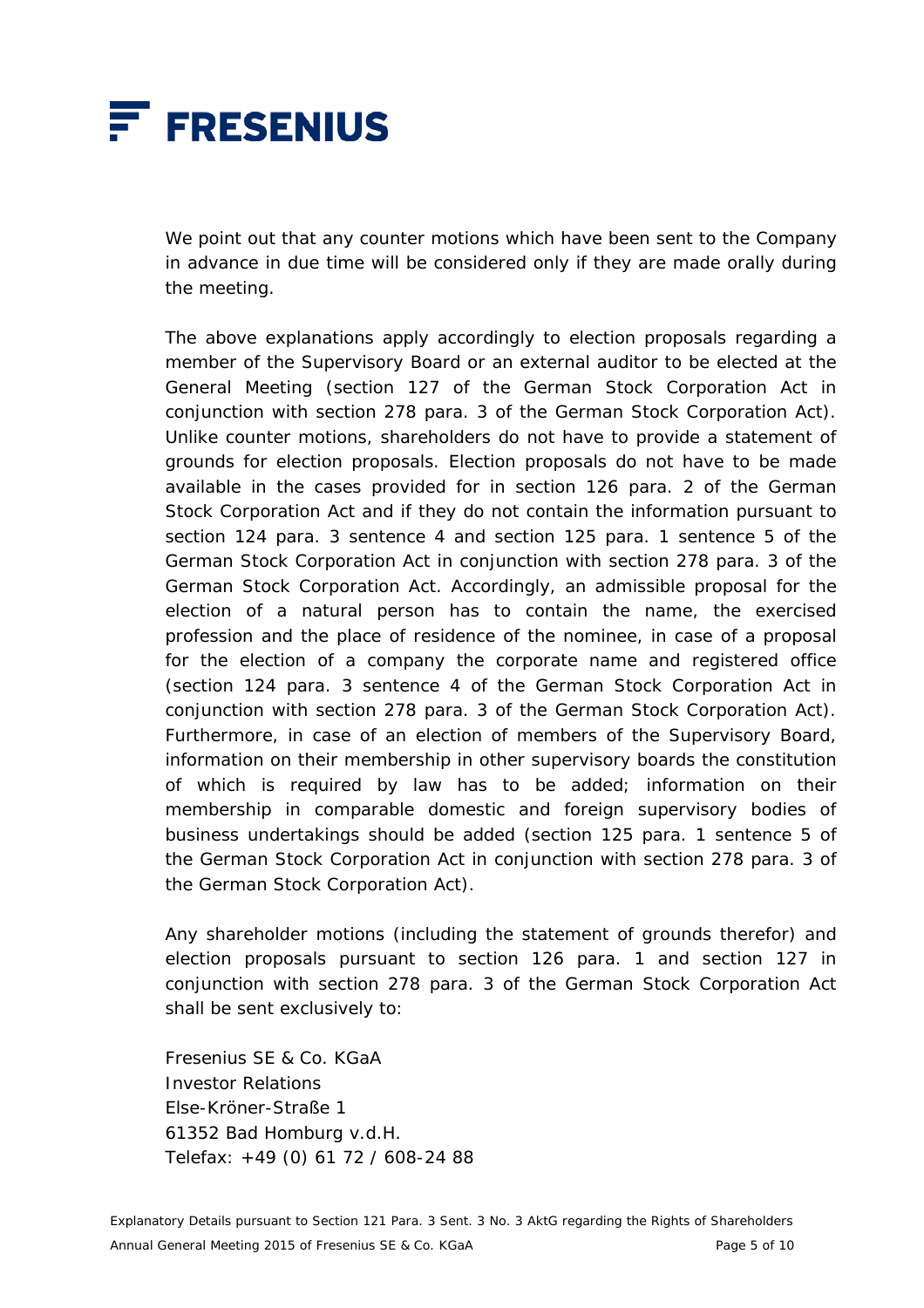We point out that any counter motions which have been sent to the Company in advance in due time will be considered only if they are made orally during the meeting.

The above explanations apply accordingly to election proposals regarding a member of the Supervisory Board or an external auditor to be elected at the General Meeting (section 127 of the German Stock Corporation Act in conjunction with section 278 para. 3 of the German Stock Corporation Act). Unlike counter motions, shareholders do not have to provide a statement of grounds for election proposals. Election proposals do not have to be made available in the cases provided for in section 126 para. 2 of the German Stock Corporation Act and if they do not contain the information pursuant to section 124 para. 3 sentence 4 and section 125 para. 1 sentence 5 of the German Stock Corporation Act in conjunction with section 278 para. 3 of the German Stock Corporation Act. Accordingly, an admissible proposal for the election of a natural person has to contain the name, the exercised profession and the place of residence of the nominee, in case of a proposal for the election of a company the corporate name and registered office (section 124 para. 3 sentence 4 of the German Stock Corporation Act in conjunction with section 278 para. 3 of the German Stock Corporation Act). Furthermore, in case of an election of members of the Supervisory Board, information on their membership in other supervisory boards the constitution of which is required by law has to be added; information on their membership in comparable domestic and foreign supervisory bodies of business undertakings should be added (section 125 para. 1 sentence 5 of the German Stock Corporation Act in conjunction with section 278 para. 3 of the German Stock Corporation Act).

Any shareholder motions (including the statement of grounds therefor) and election proposals pursuant to section 126 para. 1 and section 127 in conjunction with section 278 para. 3 of the German Stock Corporation Act shall be sent exclusively to:

Fresenius SE & Co. KGaA  
Investor Relations  
Else-Kröner-Straße 1  
61352 Bad Homburg v.d.H.  
Telefax: +49 (0) 61 72 / 608-24 88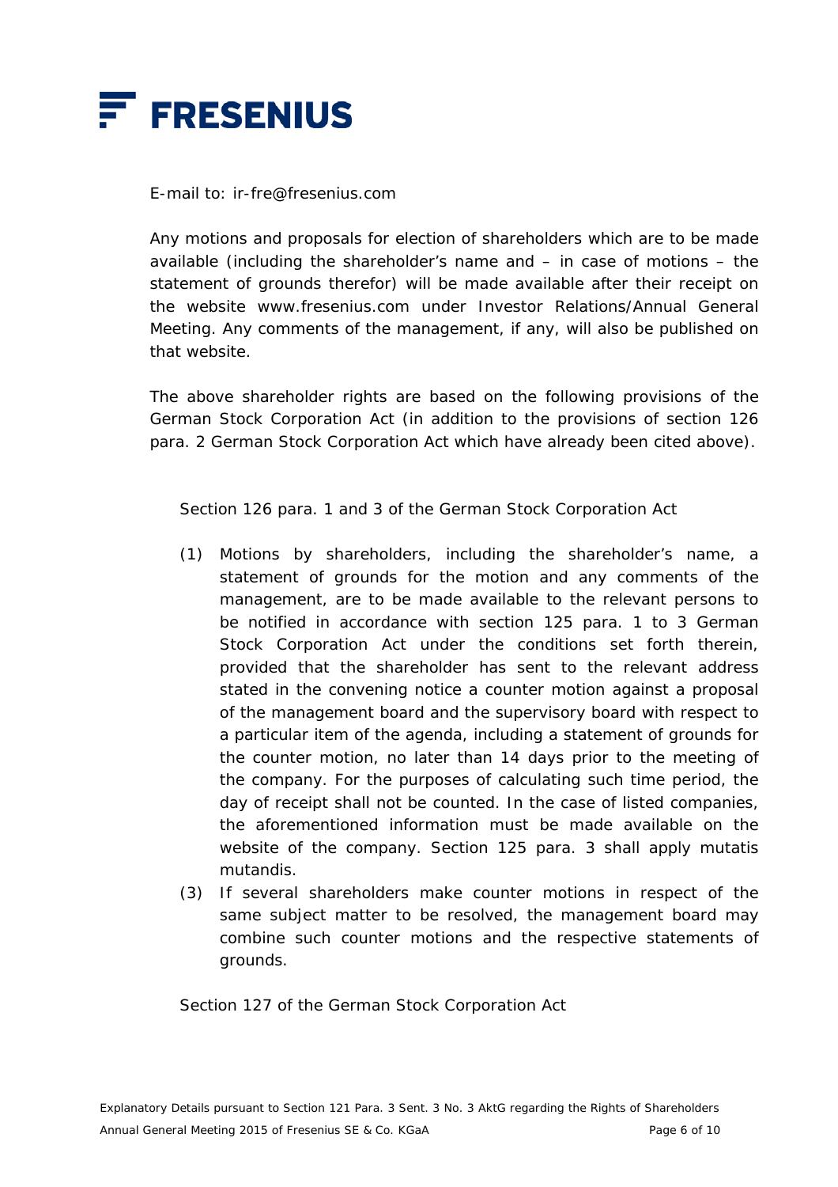E-mail to: ir-fre@fresenius.com

Any motions and proposals for election of shareholders which are to be made available (including the shareholder's name and – in case of motions – the statement of grounds therefor) will be made available after their receipt on the website www.fresenius.com under Investor Relations/Annual General Meeting. Any comments of the management, if any, will also be published on that website.

The above shareholder rights are based on the following provisions of the German Stock Corporation Act (in addition to the provisions of section 126 para. 2 German Stock Corporation Act which have already been cited above).

Section 126 para. 1 and 3 of the German Stock Corporation Act

(1) Motions by shareholders, including the shareholder's name, a statement of grounds for the motion and any comments of the management, are to be made available to the relevant persons to be notified in accordance with section 125 para. 1 to 3 German Stock Corporation Act under the conditions set forth therein, provided that the shareholder has sent to the relevant address stated in the convening notice a counter motion against a proposal of the management board and the supervisory board with respect to a particular item of the agenda, including a statement of grounds for the counter motion, no later than 14 days prior to the meeting of the company. For the purposes of calculating such time period, the day of receipt shall not be counted. In the case of listed companies, the aforementioned information must be made available on the website of the company. Section 125 para. 3 shall apply mutatis mutandis.

(3) If several shareholders make counter motions in respect of the same subject matter to be resolved, the management board may combine such counter motions and the respective statements of grounds.

Section 127 of the German Stock Corporation Act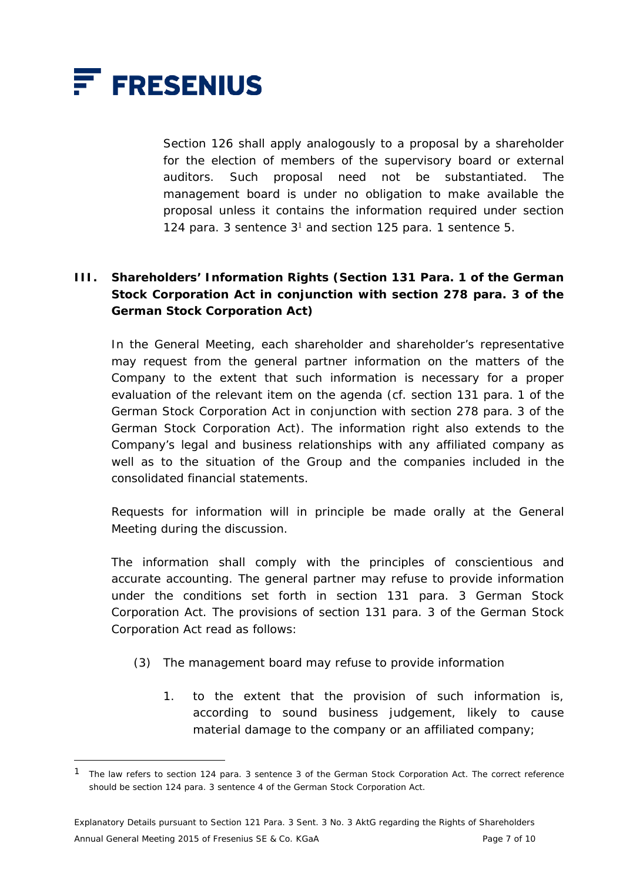Section 126 shall apply analogously to a proposal by a shareholder for the election of members of the supervisory board or external auditors. Such proposal need not be substantiated. The management board is under no obligation to make available the proposal unless it contains the information required under section 124 para. 3 sentence 3[1] and section 125 para. 1 sentence 5.

## III. Shareholders' Information Rights (Section 131 Para. 1 of the German Stock Corporation Act in conjunction with section 278 para. 3 of the German Stock Corporation Act)

In the General Meeting, each shareholder and shareholder's representative may request from the general partner information on the matters of the Company to the extent that such information is necessary for a proper evaluation of the relevant item on the agenda (cf. section 131 para. 1 of the German Stock Corporation Act in conjunction with section 278 para. 3 of the German Stock Corporation Act). The information right also extends to the Company's legal and business relationships with any affiliated company as well as to the situation of the Group and the companies included in the consolidated financial statements.

Requests for information will in principle be made orally at the General Meeting during the discussion.

The information shall comply with the principles of conscientious and accurate accounting. The general partner may refuse to provide information under the conditions set forth in section 131 para. 3 German Stock Corporation Act. The provisions of section 131 para. 3 of the German Stock Corporation Act read as follows:

(3) The management board may refuse to provide information

1. to the extent that the provision of such information is, according to sound business judgement, likely to cause material damage to the company or an affiliated company;

---

[1] The law refers to section 124 para. 3 sentence 3 of the German Stock Corporation Act. The correct reference should be section 124 para. 3 sentence 4 of the German Stock Corporation Act.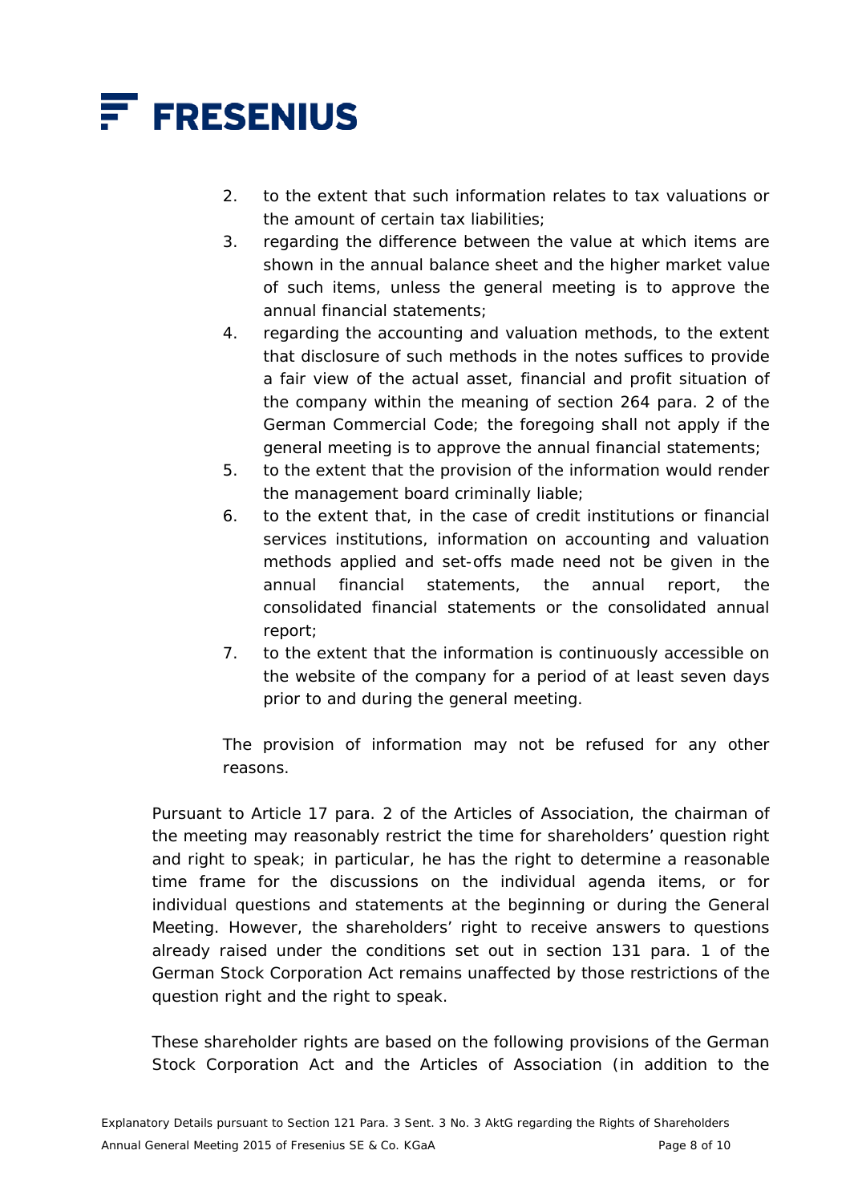2. to the extent that such information relates to tax valuations or the amount of certain tax liabilities;
3. regarding the difference between the value at which items are shown in the annual balance sheet and the higher market value of such items, unless the general meeting is to approve the annual financial statements;
4. regarding the accounting and valuation methods, to the extent that disclosure of such methods in the notes suffices to provide a fair view of the actual asset, financial and profit situation of the company within the meaning of section 264 para. 2 of the German Commercial Code; the foregoing shall not apply if the general meeting is to approve the annual financial statements;
5. to the extent that the provision of the information would render the management board criminally liable;
6. to the extent that, in the case of credit institutions or financial services institutions, information on accounting and valuation methods applied and set-offs made need not be given in the annual financial statements, the annual report, the consolidated financial statements or the consolidated annual report;
7. to the extent that the information is continuously accessible on the website of the company for a period of at least seven days prior to and during the general meeting.

The provision of information may not be refused for any other reasons.

Pursuant to Article 17 para. 2 of the Articles of Association, the chairman of the meeting may reasonably restrict the time for shareholders' question right and right to speak; in particular, he has the right to determine a reasonable time frame for the discussions on the individual agenda items, or for individual questions and statements at the beginning or during the General Meeting. However, the shareholders' right to receive answers to questions already raised under the conditions set out in section 131 para. 1 of the German Stock Corporation Act remains unaffected by those restrictions of the question right and the right to speak.

These shareholder rights are based on the following provisions of the German Stock Corporation Act and the Articles of Association (in addition to the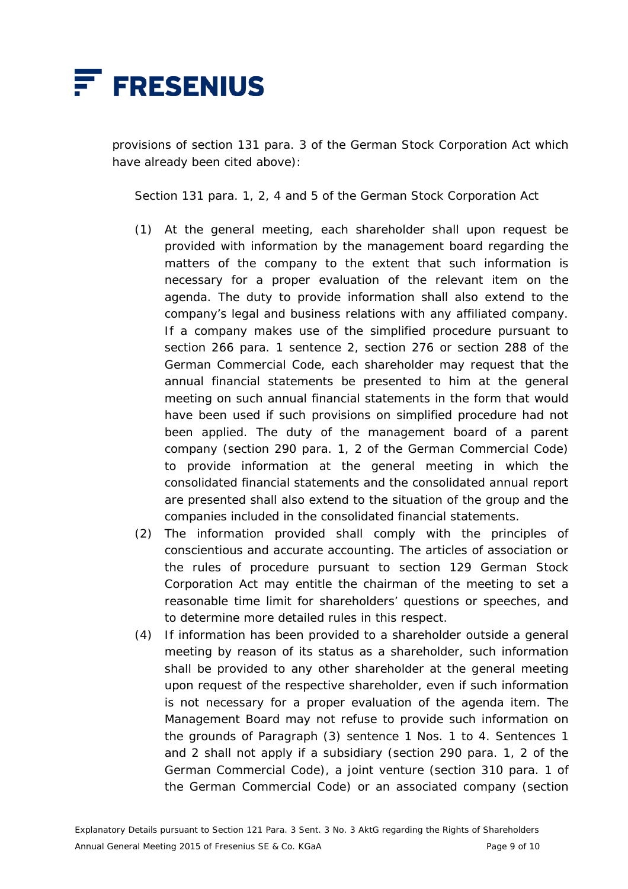provisions of section 131 para. 3 of the German Stock Corporation Act which have already been cited above):

Section 131 para. 1, 2, 4 and 5 of the German Stock Corporation Act

(1) At the general meeting, each shareholder shall upon request be provided with information by the management board regarding the matters of the company to the extent that such information is necessary for a proper evaluation of the relevant item on the agenda. The duty to provide information shall also extend to the company's legal and business relations with any affiliated company. If a company makes use of the simplified procedure pursuant to section 266 para. 1 sentence 2, section 276 or section 288 of the German Commercial Code, each shareholder may request that the annual financial statements be presented to him at the general meeting on such annual financial statements in the form that would have been used if such provisions on simplified procedure had not been applied. The duty of the management board of a parent company (section 290 para. 1, 2 of the German Commercial Code) to provide information at the general meeting in which the consolidated financial statements and the consolidated annual report are presented shall also extend to the situation of the group and the companies included in the consolidated financial statements.

(2) The information provided shall comply with the principles of conscientious and accurate accounting. The articles of association or the rules of procedure pursuant to section 129 German Stock Corporation Act may entitle the chairman of the meeting to set a reasonable time limit for shareholders' questions or speeches, and to determine more detailed rules in this respect.

(4) If information has been provided to a shareholder outside a general meeting by reason of its status as a shareholder, such information shall be provided to any other shareholder at the general meeting upon request of the respective shareholder, even if such information is not necessary for a proper evaluation of the agenda item. The Management Board may not refuse to provide such information on the grounds of Paragraph (3) sentence 1 Nos. 1 to 4. Sentences 1 and 2 shall not apply if a subsidiary (section 290 para. 1, 2 of the German Commercial Code), a joint venture (section 310 para. 1 of the German Commercial Code) or an associated company (section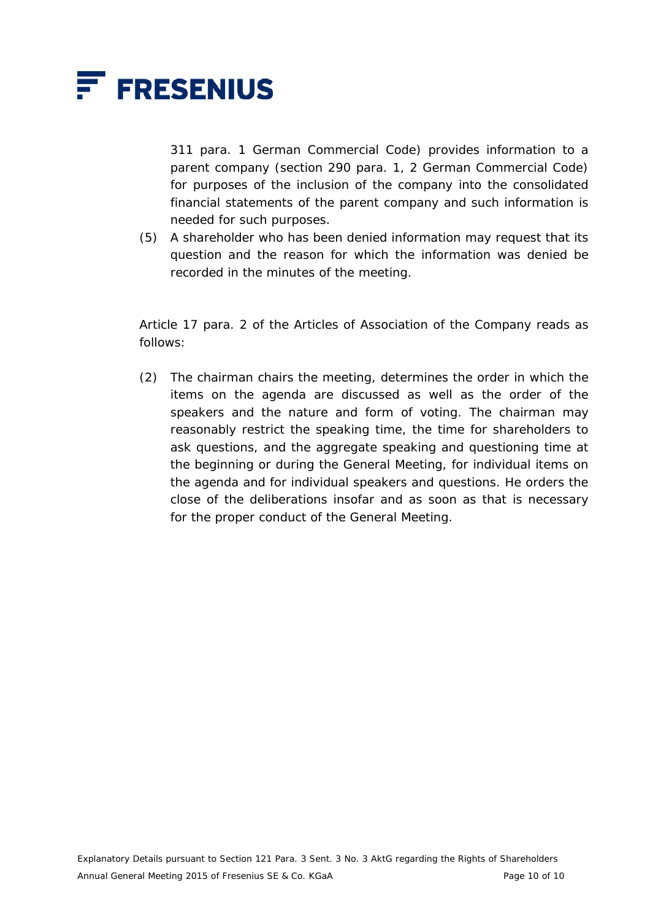311 para. 1 German Commercial Code) provides information to a parent company (section 290 para. 1, 2 German Commercial Code) for purposes of the inclusion of the company into the consolidated financial statements of the parent company and such information is needed for such purposes.

(5) A shareholder who has been denied information may request that its question and the reason for which the information was denied be recorded in the minutes of the meeting.

Article 17 para. 2 of the Articles of Association of the Company reads as follows:

(2) The chairman chairs the meeting, determines the order in which the items on the agenda are discussed as well as the order of the speakers and the nature and form of voting. The chairman may reasonably restrict the speaking time, the time for shareholders to ask questions, and the aggregate speaking and questioning time at the beginning or during the General Meeting, for individual items on the agenda and for individual speakers and questions. He orders the close of the deliberations insofar and as soon as that is necessary for the proper conduct of the General Meeting.